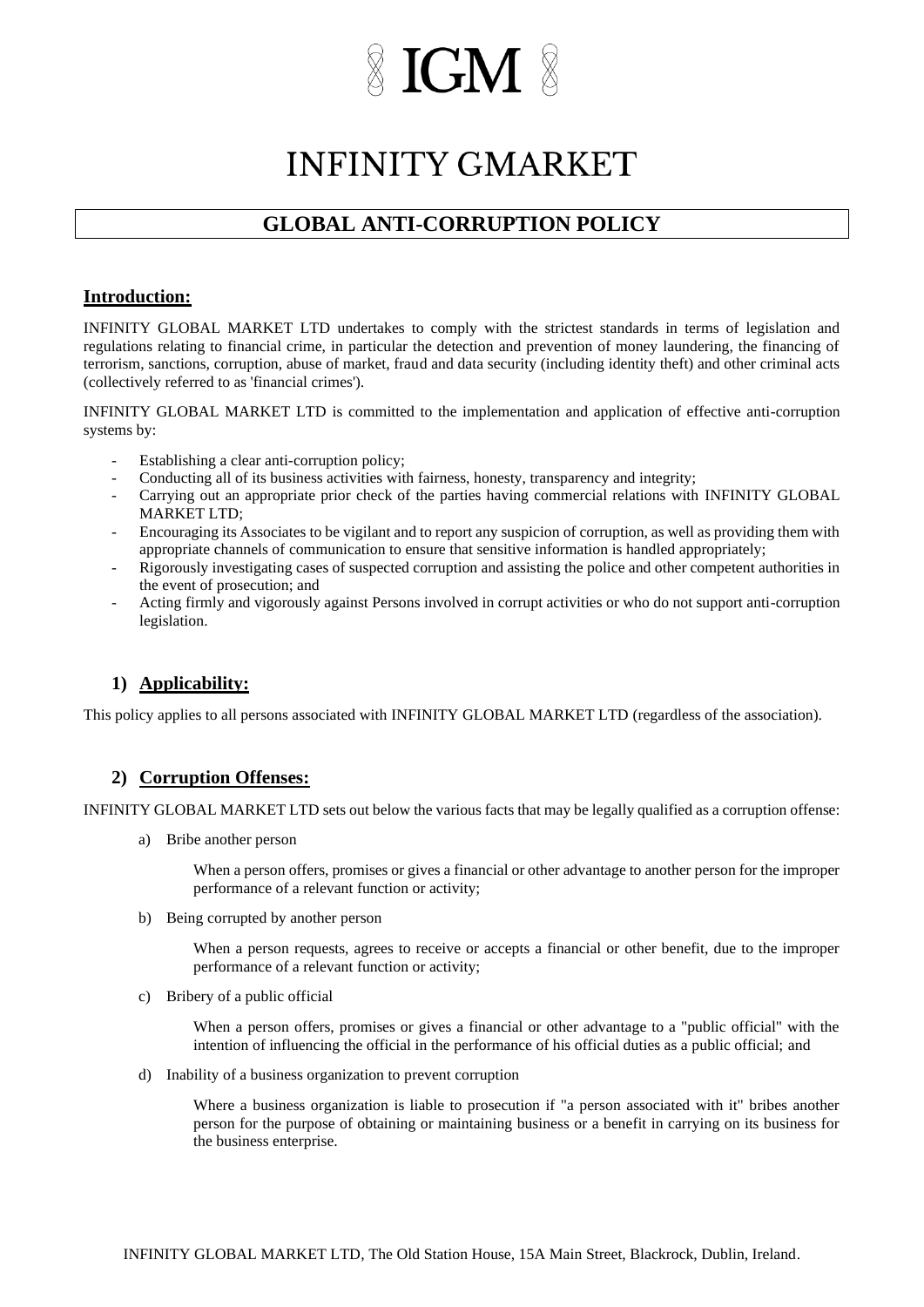# IGM

# INFINITY GMARKET

## GLOBAL ANTI-CORRUPTION POLICY

### Introduction:

INFINITY GLOBAL MARKET LTD undertakes to comply with the strictest standards in terms of legislation and regulations relating to financial crime, in particular the detection and prevention of money laundering, the financing of terrorism, sanctions, corruption, abuse of market, fraud and data security (including identity theft) and other criminal acts (collectively referred to as 'financial crimes').

INFINITY GLOBAL MARKET LTD is committed to the implementation and application of effective anti-corruption systems by:

- Establishing a clear anti-corruption policy;
- Conducting all of its business activities with fairness, honesty, transparency and integrity;
- Carrying out an appropriate prior check of the parties having commercial relations with INFINITY GLOBAL MARKET LTD;
- Encouraging its Associates to be vigilant and to report any suspicion of corruption, as well as providing them with appropriate channels of communication to ensure that sensitive information is handled appropriately;
- Rigorously investigating cases of suspected corruption and assisting the police and other competent authorities in the event of prosecution; and
- Acting firmly and vigorously against Persons involved in corrupt activities or who do not support anti-corruption legislation.

### 1) Applicability:

This policy applies to all persons associated with INFINITY GLOBAL MARKET LTD (regardless of the association).

### 2) Corruption Offenses:

INFINITY GLOBAL MARKET LTD sets out below the various facts that may be legally qualified as a corruption offense:

a) Bribe another person

When a person offers, promises or gives a financial or other advantage to another person for the improper performance of a relevant function or activity;

b) Being corrupted by another person

When a person requests, agrees to receive or accepts a financial or other benefit, due to the improper performance of a relevant function or activity;

c) Bribery of a public official

When a person offers, promises or gives a financial or other advantage to a "public official" with the intention of influencing the official in the performance of his official duties as a public official; and

d) Inability of a business organization to prevent corruption

Where a business organization is liable to prosecution if "a person associated with it" bribes another person for the purpose of obtaining or maintaining business or a benefit in carrying on its business for the business enterprise.

INFINITY GLOBAL MARKET LTD, The Old Station House, 15A Main Street, Blackrock, Dublin, Ireland.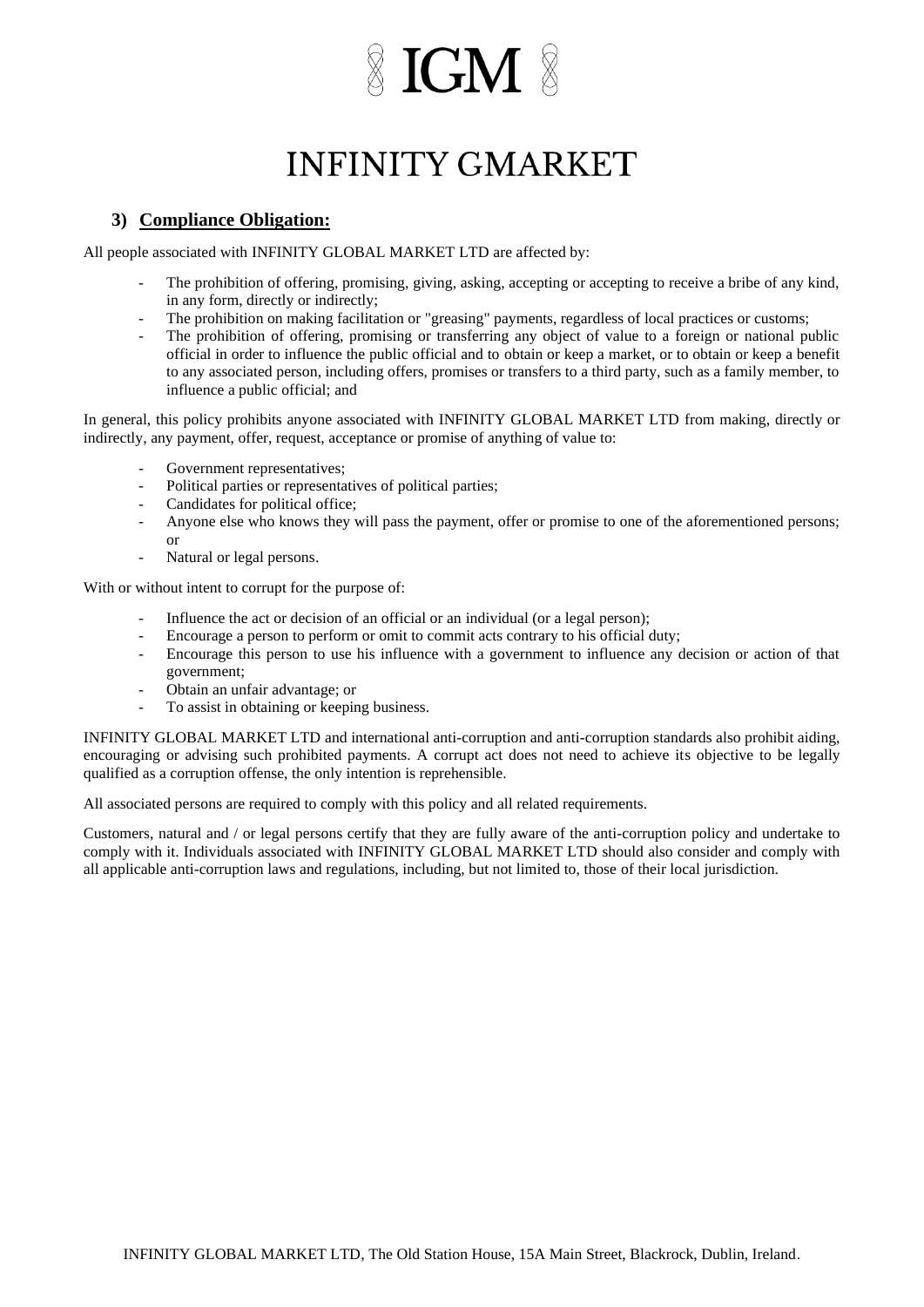## 3) Compliance Obligation:

All people associated with INFINITY GLOBAL MARKET LTD are affected by:

- The prohibition of offering, promising, giving, asking, accepting or accepting to receive a bribe of any kind, in any form, directly or indirectly;
- The prohibition on making facilitation or "greasing" payments, regardless of local practices or customs;
- The prohibition of offering, promising or transferring any object of value to a foreign or national public official in order to influence the public official and to obtain or keep a market, or to obtain or keep a benefit to any associated person, including offers, promises or transfers to a third party, such as a family member, to influence a public official; and

In general, this policy prohibits anyone associated with INFINITY GLOBAL MARKET LTD from making, directly or indirectly, any payment, offer, request, acceptance or promise of anything of value to:

- Government representatives;
- Political parties or representatives of political parties;
- Candidates for political office;
- Anyone else who knows they will pass the payment, offer or promise to one of the aforementioned persons; or
- Natural or legal persons.

With or without intent to corrupt for the purpose of:

- Influence the act or decision of an official or an individual (or a legal person);
- Encourage a person to perform or omit to commit acts contrary to his official duty;
- Encourage this person to use his influence with a government to influence any decision or action of that government;
- Obtain an unfair advantage; or
- To assist in obtaining or keeping business.

INFINITY GLOBAL MARKET LTD and international anti-corruption and anti-corruption standards also prohibit aiding, encouraging or advising such prohibited payments. A corrupt act does not need to achieve its objective to be legally qualified as a corruption offense, the only intention is reprehensible.

All associated persons are required to comply with this policy and all related requirements.

Customers, natural and / or legal persons certify that they are fully aware of the anti-corruption policy and undertake to comply with it. Individuals associated with INFINITY GLOBAL MARKET LTD should also consider and comply with all applicable anti-corruption laws and regulations, including, but not limited to, those of their local jurisdiction.